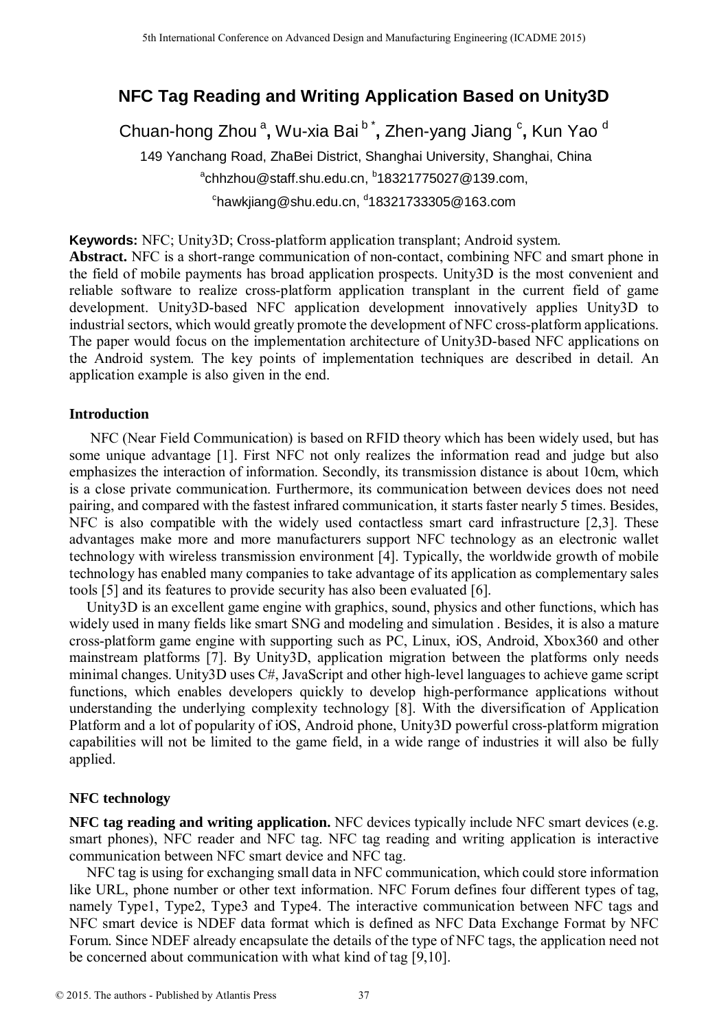# NFC Tag Reading and Writing Application Based on Unity3D

Chuan-hong Zhou [a], Wu-xia Bai [b *], Zhen-yang Jiang [c], Kun Yao [d]

149 Yanchang Road, ZhaBei District, Shanghai University, Shanghai, China

[a]chhzhou@staff.shu.edu.cn, [b]18321775027@139.com,

[c]hawkjiang@shu.edu.cn, [d]18321733305@163.com

**Keywords:** NFC; Unity3D; Cross-platform application transplant; Android system.

**Abstract.** NFC is a short-range communication of non-contact, combining NFC and smart phone in the field of mobile payments has broad application prospects. Unity3D is the most convenient and reliable software to realize cross-platform application transplant in the current field of game development. Unity3D-based NFC application development innovatively applies Unity3D to industrial sectors, which would greatly promote the development of NFC cross-platform applications. The paper would focus on the implementation architecture of Unity3D-based NFC applications on the Android system. The key points of implementation techniques are described in detail. An application example is also given in the end.

## Introduction

NFC (Near Field Communication) is based on RFID theory which has been widely used, but has some unique advantage [1]. First NFC not only realizes the information read and judge but also emphasizes the interaction of information. Secondly, its transmission distance is about 10cm, which is a close private communication. Furthermore, its communication between devices does not need pairing, and compared with the fastest infrared communication, it starts faster nearly 5 times. Besides, NFC is also compatible with the widely used contactless smart card infrastructure [2,3]. These advantages make more and more manufacturers support NFC technology as an electronic wallet technology with wireless transmission environment [4]. Typically, the worldwide growth of mobile technology has enabled many companies to take advantage of its application as complementary sales tools [5] and its features to provide security has also been evaluated [6].

Unity3D is an excellent game engine with graphics, sound, physics and other functions, which has widely used in many fields like smart SNG and modeling and simulation . Besides, it is also a mature cross-platform game engine with supporting such as PC, Linux, iOS, Android, Xbox360 and other mainstream platforms [7]. By Unity3D, application migration between the platforms only needs minimal changes. Unity3D uses C#, JavaScript and other high-level languages to achieve game script functions, which enables developers quickly to develop high-performance applications without understanding the underlying complexity technology [8]. With the diversification of Application Platform and a lot of popularity of iOS, Android phone, Unity3D powerful cross-platform migration capabilities will not be limited to the game field, in a wide range of industries it will also be fully applied.

## NFC technology

**NFC tag reading and writing application.** NFC devices typically include NFC smart devices (e.g. smart phones), NFC reader and NFC tag. NFC tag reading and writing application is interactive communication between NFC smart device and NFC tag.

NFC tag is using for exchanging small data in NFC communication, which could store information like URL, phone number or other text information. NFC Forum defines four different types of tag, namely Type1, Type2, Type3 and Type4. The interactive communication between NFC tags and NFC smart device is NDEF data format which is defined as NFC Data Exchange Format by NFC Forum. Since NDEF already encapsulate the details of the type of NFC tags, the application need not be concerned about communication with what kind of tag [9,10].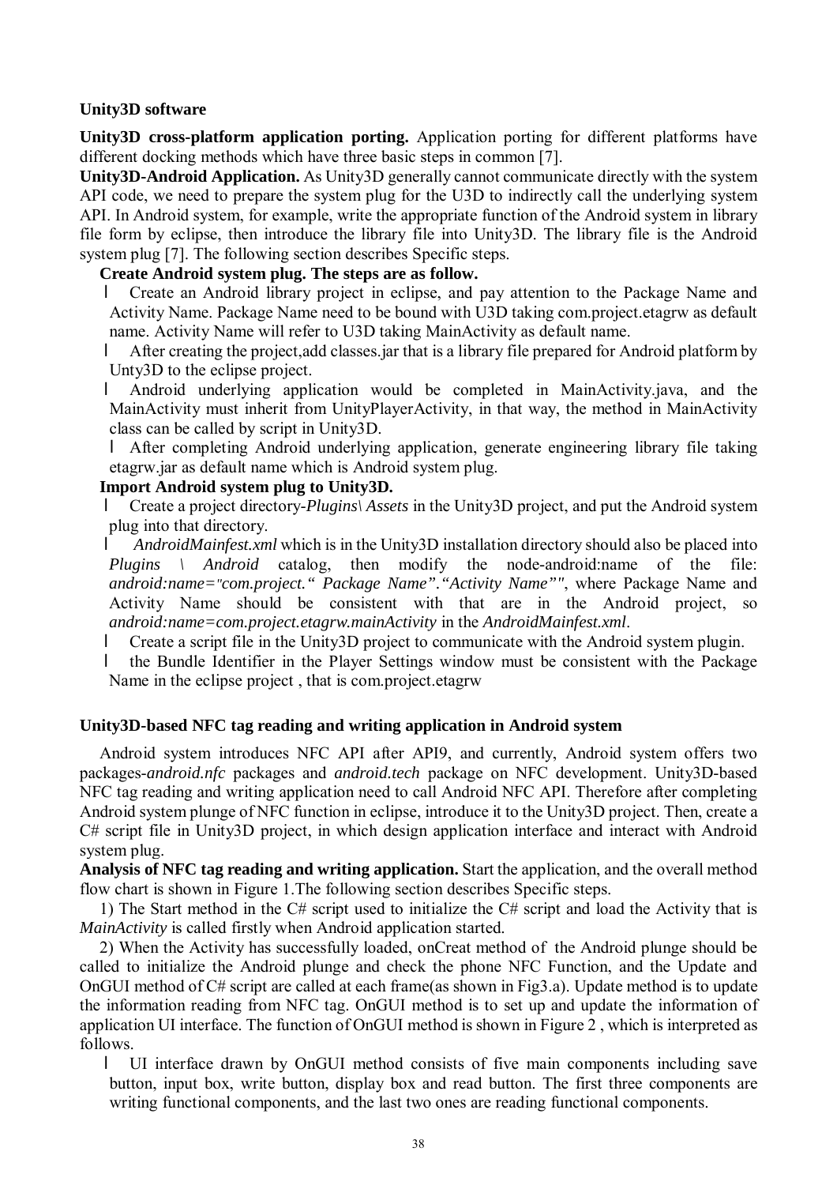**Unity3D software**

**Unity3D cross-platform application porting.** Application porting for different platforms have different docking methods which have three basic steps in common [7].

**Unity3D-Android Application.** As Unity3D generally cannot communicate directly with the system API code, we need to prepare the system plug for the U3D to indirectly call the underlying system API. In Android system, for example, write the appropriate function of the Android system in library file form by eclipse, then introduce the library file into Unity3D. The library file is the Android system plug [7]. The following section describes Specific steps.

**Create Android system plug. The steps are as follow.**

- Create an Android library project in eclipse, and pay attention to the Package Name and Activity Name. Package Name need to be bound with U3D taking com.project.etagrw as default name. Activity Name will refer to U3D taking MainActivity as default name.
- After creating the project,add classes.jar that is a library file prepared for Android platform by Unty3D to the eclipse project.
- Android underlying application would be completed in MainActivity.java, and the MainActivity must inherit from UnityPlayerActivity, in that way, the method in MainActivity class can be called by script in Unity3D.
- After completing Android underlying application, generate engineering library file taking etagrw.jar as default name which is Android system plug.

**Import Android system plug to Unity3D.**

- Create a project directory-*Plugins\ Assets* in the Unity3D project, and put the Android system plug into that directory.
- *AndroidMainfest.xml* which is in the Unity3D installation directory should also be placed into *Plugins \ Android* catalog, then modify the node-android:name of the file: *android:name="com.project." Package Name"."Activity Name""*, where Package Name and Activity Name should be consistent with that are in the Android project, so *android:name=com.project.etagrw.mainActivity* in the *AndroidMainfest.xml*.
- Create a script file in the Unity3D project to communicate with the Android system plugin.
- the Bundle Identifier in the Player Settings window must be consistent with the Package Name in the eclipse project , that is com.project.etagrw

**Unity3D-based NFC tag reading and writing application in Android system**

Android system introduces NFC API after API9, and currently, Android system offers two packages-*android.nfc* packages and *android.tech* package on NFC development. Unity3D-based NFC tag reading and writing application need to call Android NFC API. Therefore after completing Android system plunge of NFC function in eclipse, introduce it to the Unity3D project. Then, create a C# script file in Unity3D project, in which design application interface and interact with Android system plug.

**Analysis of NFC tag reading and writing application.** Start the application, and the overall method flow chart is shown in Figure 1.The following section describes Specific steps.

1) The Start method in the C# script used to initialize the C# script and load the Activity that is *MainActivity* is called firstly when Android application started.

2) When the Activity has successfully loaded, onCreat method of the Android plunge should be called to initialize the Android plunge and check the phone NFC Function, and the Update and OnGUI method of C# script are called at each frame(as shown in Fig3.a). Update method is to update the information reading from NFC tag. OnGUI method is to set up and update the information of application UI interface. The function of OnGUI method is shown in Figure 2 , which is interpreted as follows.

- UI interface drawn by OnGUI method consists of five main components including save button, input box, write button, display box and read button. The first three components are writing functional components, and the last two ones are reading functional components.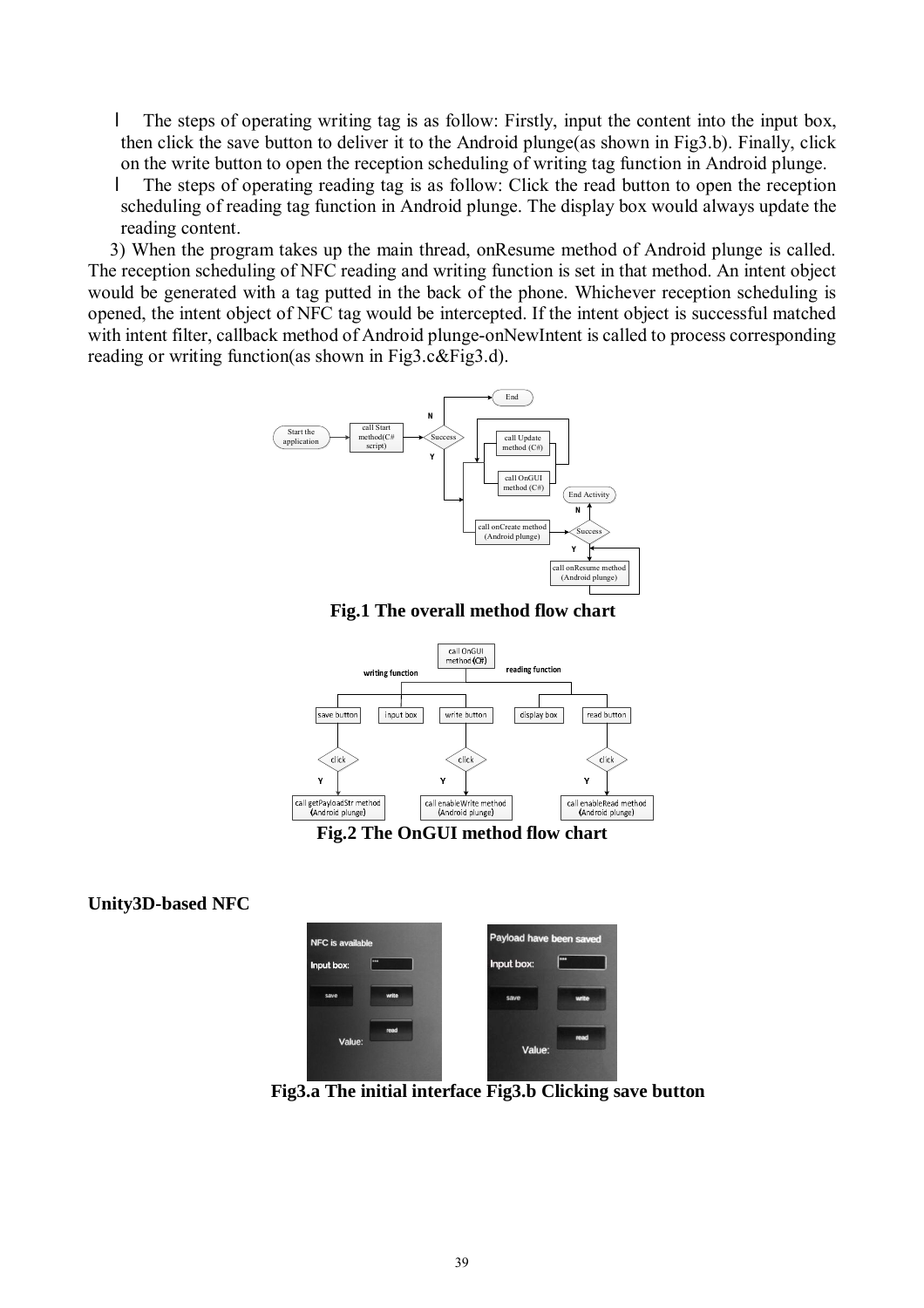- The steps of operating writing tag is as follow: Firstly, input the content into the input box, then click the save button to deliver it to the Android plunge(as shown in Fig3.b). Finally, click on the write button to open the reception scheduling of writing tag function in Android plunge.
- The steps of operating reading tag is as follow: Click the read button to open the reception scheduling of reading tag function in Android plunge. The display box would always update the reading content.

3) When the program takes up the main thread, onResume method of Android plunge is called. The reception scheduling of NFC reading and writing function is set in that method. An intent object would be generated with a tag putted in the back of the phone. Whichever reception scheduling is opened, the intent object of NFC tag would be intercepted. If the intent object is successful matched with intent filter, callback method of Android plunge-onNewIntent is called to process corresponding reading or writing function(as shown in Fig3.c&Fig3.d).

Start the application
call Start method(C# script)
Success
N
Y
End
call Update method (C#)
call OnGUI method (C#)
call onCreate method (Android plunge)
Success
N
Y
End Activity
call onResume method (Android plunge)

**Fig.1 The overall method flow chart**

call OnGUI method (C#)
writing function
reading function
save button
input box
write button
display box
read button
click
click
click
Y
Y
Y
call getPayloadStr method (Android plunge)
call enableWrite method (Android plunge)
call enableRead method (Android plunge)

**Fig.2 The OnGUI method flow chart**

**Unity3D-based NFC**

NFC is available
Input box:
save
write
read
Value:

Payload have been saved
Input box:
save
write
read
Value:

**Fig3.a The initial interface Fig3.b Clicking save button**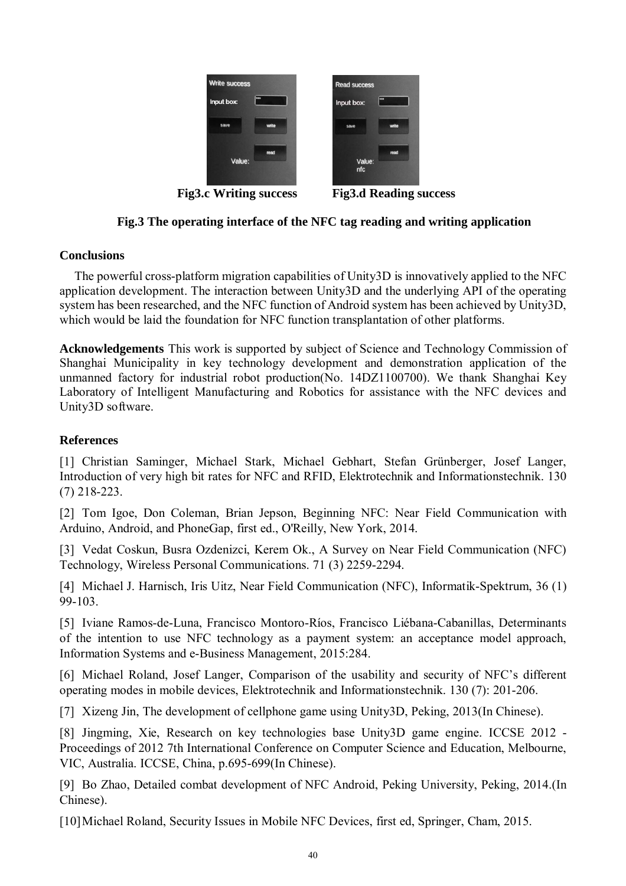Fig3.c Writing success Fig3.d Reading success

**Fig.3 The operating interface of the NFC tag reading and writing application**

## Conclusions

The powerful cross-platform migration capabilities of Unity3D is innovatively applied to the NFC application development. The interaction between Unity3D and the underlying API of the operating system has been researched, and the NFC function of Android system has been achieved by Unity3D, which would be laid the foundation for NFC function transplantation of other platforms.

**Acknowledgements** This work is supported by subject of Science and Technology Commission of Shanghai Municipality in key technology development and demonstration application of the unmanned factory for industrial robot production(No. 14DZ1100700). We thank Shanghai Key Laboratory of Intelligent Manufacturing and Robotics for assistance with the NFC devices and Unity3D software.

## References

[1] Christian Saminger, Michael Stark, Michael Gebhart, Stefan Grünberger, Josef Langer, Introduction of very high bit rates for NFC and RFID, Elektrotechnik and Informationstechnik. 130 (7) 218-223.

[2] Tom Igoe, Don Coleman, Brian Jepson, Beginning NFC: Near Field Communication with Arduino, Android, and PhoneGap, first ed., O'Reilly, New York, 2014.

[3] Vedat Coskun, Busra Ozdenizci, Kerem Ok., A Survey on Near Field Communication (NFC) Technology, Wireless Personal Communications. 71 (3) 2259-2294.

[4] Michael J. Harnisch, Iris Uitz, Near Field Communication (NFC), Informatik-Spektrum, 36 (1) 99-103.

[5] Iviane Ramos-de-Luna, Francisco Montoro-Ríos, Francisco Liébana-Cabanillas, Determinants of the intention to use NFC technology as a payment system: an acceptance model approach, Information Systems and e-Business Management, 2015:284.

[6] Michael Roland, Josef Langer, Comparison of the usability and security of NFC's different operating modes in mobile devices, Elektrotechnik and Informationstechnik. 130 (7): 201-206.

[7] Xizeng Jin, The development of cellphone game using Unity3D, Peking, 2013(In Chinese).

[8] Jingming, Xie, Research on key technologies base Unity3D game engine. ICCSE 2012 - Proceedings of 2012 7th International Conference on Computer Science and Education, Melbourne, VIC, Australia. ICCSE, China, p.695-699(In Chinese).

[9] Bo Zhao, Detailed combat development of NFC Android, Peking University, Peking, 2014.(In Chinese).

[10] Michael Roland, Security Issues in Mobile NFC Devices, first ed, Springer, Cham, 2015.